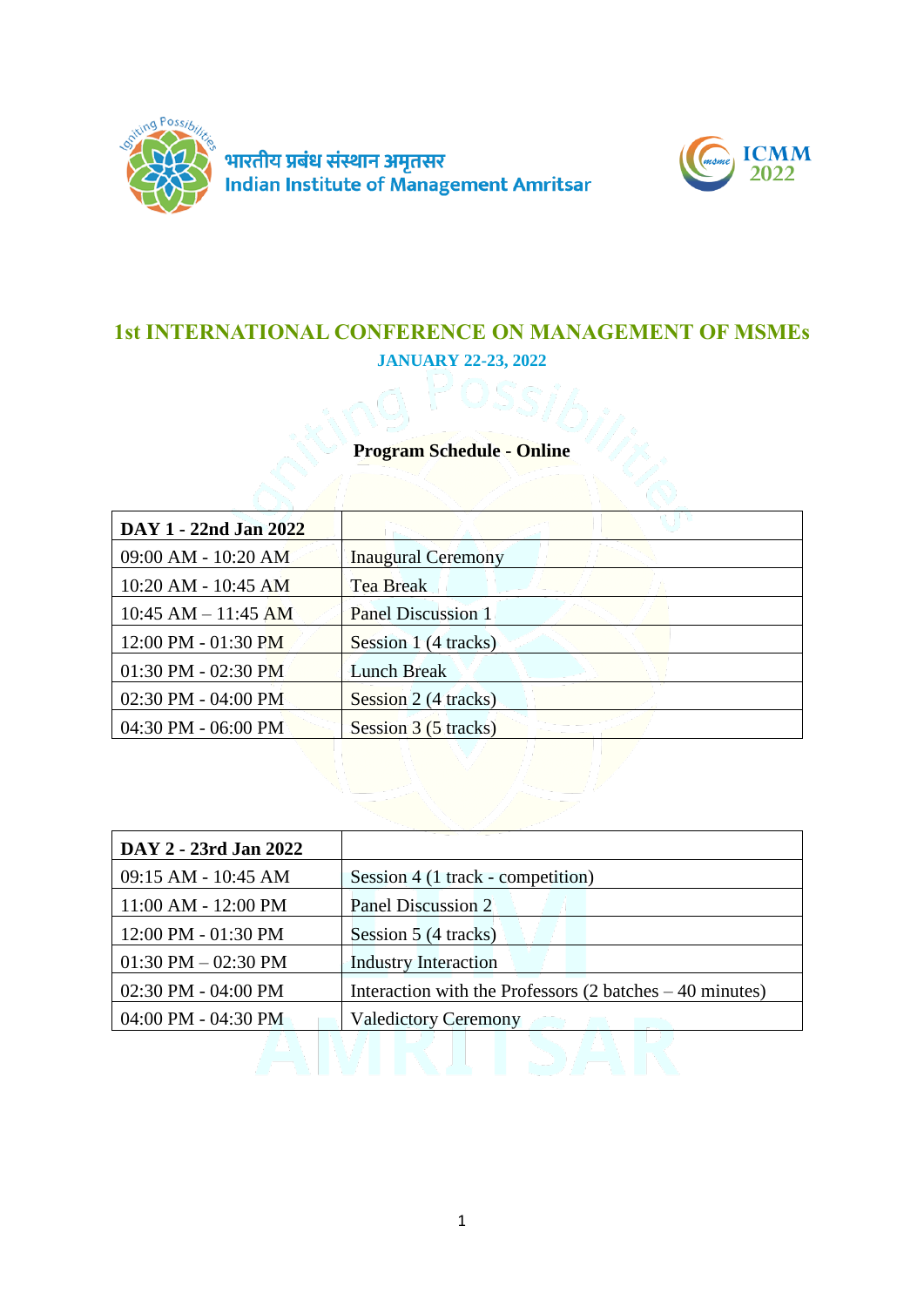भारतीय प्रबंध संस्थान अमृतसर
Indian Institute of Management Amritsar

ICMM 2022

# 1st INTERNATIONAL CONFERENCE ON MANAGEMENT OF MSMEs

**JANUARY 22-23, 2022**

## Program Schedule - Online

| DAY 1 - 22nd Jan 2022 | |
|---|---|
| 09:00 AM - 10:20 AM | Inaugural Ceremony |
| 10:20 AM - 10:45 AM | Tea Break |
| 10:45 AM – 11:45 AM | Panel Discussion 1 |
| 12:00 PM - 01:30 PM | Session 1 (4 tracks) |
| 01:30 PM - 02:30 PM | Lunch Break |
| 02:30 PM - 04:00 PM | Session 2 (4 tracks) |
| 04:30 PM - 06:00 PM | Session 3 (5 tracks) |

| DAY 2 - 23rd Jan 2022 | |
|---|---|
| 09:15 AM - 10:45 AM | Session 4 (1 track - competition) |
| 11:00 AM - 12:00 PM | Panel Discussion 2 |
| 12:00 PM - 01:30 PM | Session 5 (4 tracks) |
| 01:30 PM – 02:30 PM | Industry Interaction |
| 02:30 PM - 04:00 PM | Interaction with the Professors (2 batches – 40 minutes) |
| 04:00 PM - 04:30 PM | Valedictory Ceremony |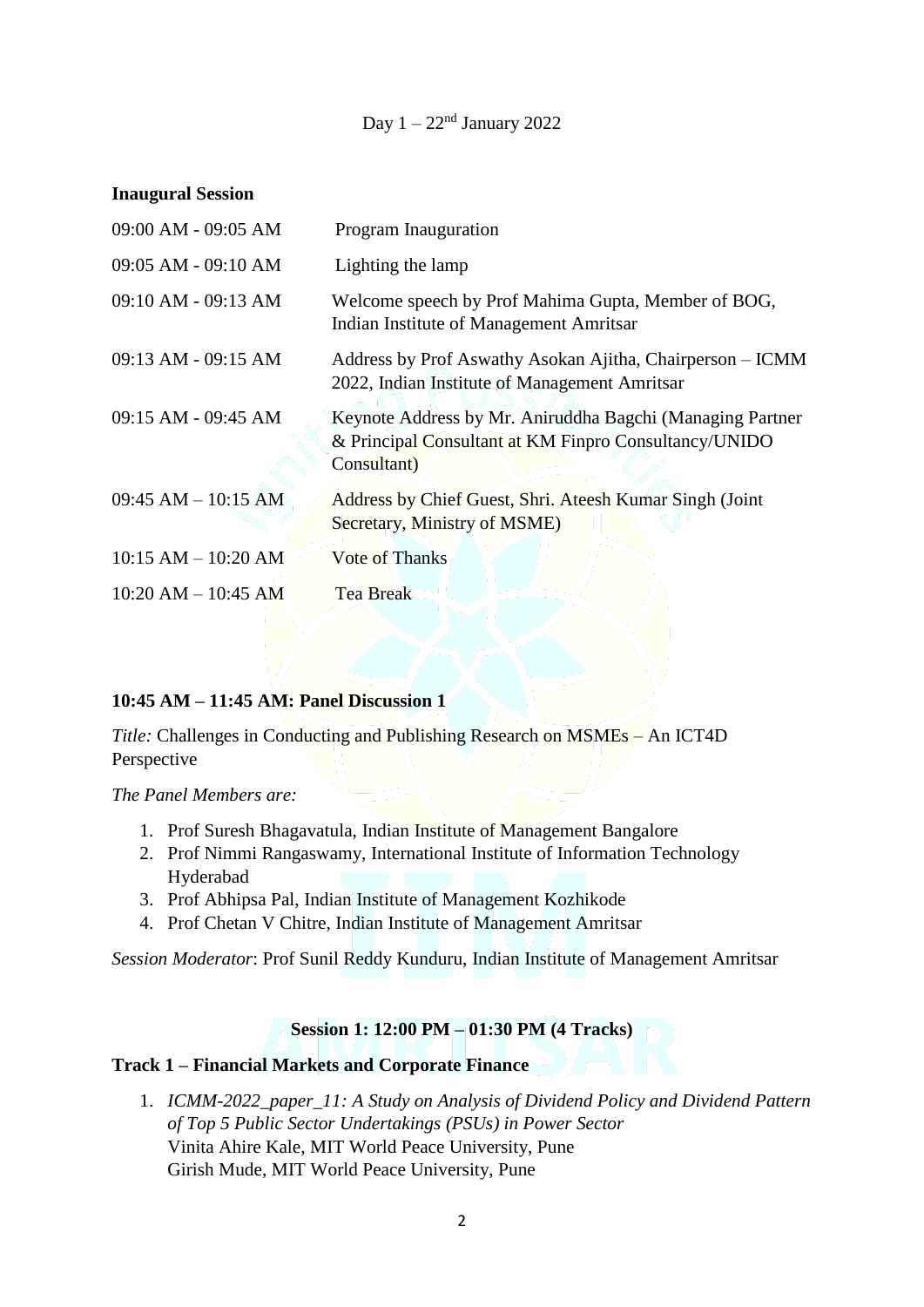Day 1 – 22nd January 2022

**Inaugural Session**

| | |
|---|---|
| 09:00 AM - 09:05 AM | Program Inauguration |
| 09:05 AM - 09:10 AM | Lighting the lamp |
| 09:10 AM - 09:13 AM | Welcome speech by Prof Mahima Gupta, Member of BOG, Indian Institute of Management Amritsar |
| 09:13 AM - 09:15 AM | Address by Prof Aswathy Asokan Ajitha, Chairperson – ICMM 2022, Indian Institute of Management Amritsar |
| 09:15 AM - 09:45 AM | Keynote Address by Mr. Aniruddha Bagchi (Managing Partner & Principal Consultant at KM Finpro Consultancy/UNIDO Consultant) |
| 09:45 AM – 10:15 AM | Address by Chief Guest, Shri. Ateesh Kumar Singh (Joint Secretary, Ministry of MSME) |
| 10:15 AM – 10:20 AM | Vote of Thanks |
| 10:20 AM – 10:45 AM | Tea Break |

**10:45 AM – 11:45 AM: Panel Discussion 1**

*Title:* Challenges in Conducting and Publishing Research on MSMEs – An ICT4D Perspective

*The Panel Members are:*

1. Prof Suresh Bhagavatula, Indian Institute of Management Bangalore
2. Prof Nimmi Rangaswamy, International Institute of Information Technology Hyderabad
3. Prof Abhipsa Pal, Indian Institute of Management Kozhikode
4. Prof Chetan V Chitre, Indian Institute of Management Amritsar

*Session Moderator*: Prof Sunil Reddy Kunduru, Indian Institute of Management Amritsar

**Session 1: 12:00 PM – 01:30 PM (4 Tracks)**

**Track 1 – Financial Markets and Corporate Finance**

1. *ICMM-2022_paper_11: A Study on Analysis of Dividend Policy and Dividend Pattern of Top 5 Public Sector Undertakings (PSUs) in Power Sector*
   Vinita Ahire Kale, MIT World Peace University, Pune
   Girish Mude, MIT World Peace University, Pune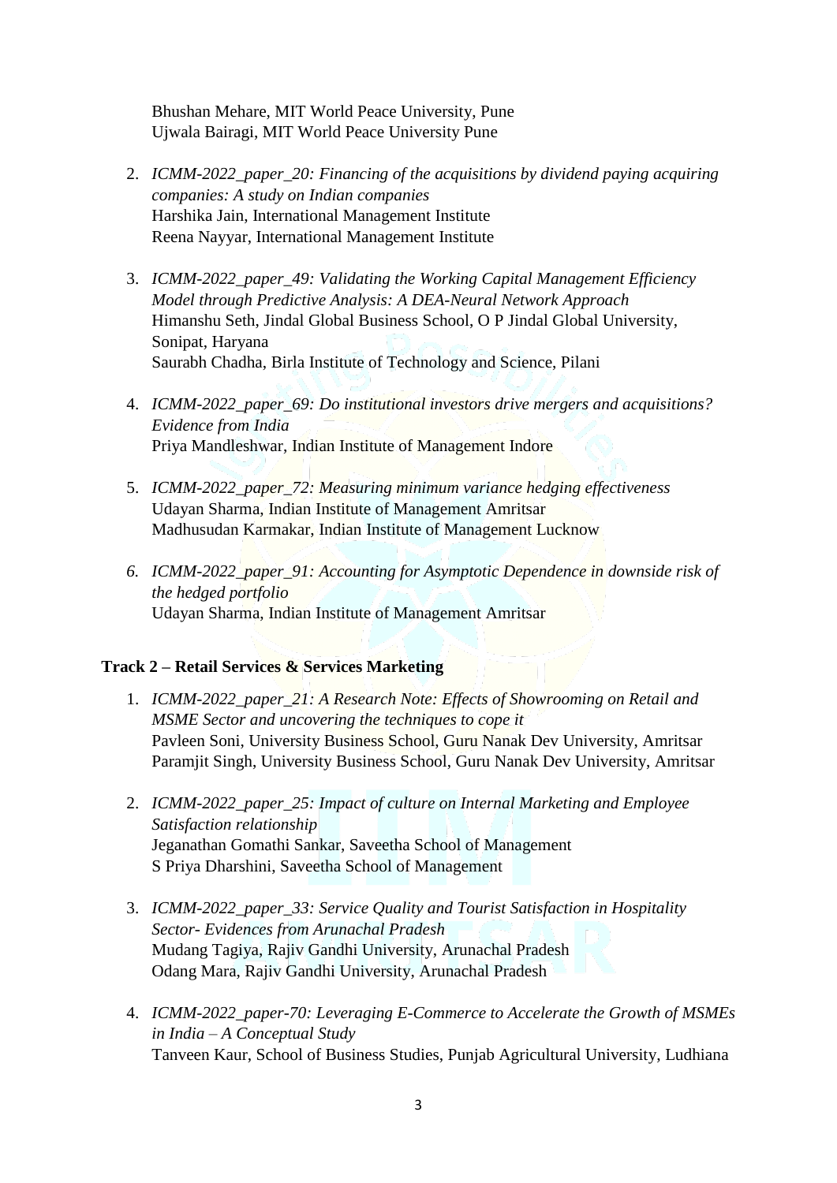Bhushan Mehare, MIT World Peace University, Pune
Ujwala Bairagi, MIT World Peace University Pune

2. *ICMM-2022_paper_20: Financing of the acquisitions by dividend paying acquiring companies: A study on Indian companies*
   Harshika Jain, International Management Institute
   Reena Nayyar, International Management Institute

3. *ICMM-2022_paper_49: Validating the Working Capital Management Efficiency Model through Predictive Analysis: A DEA-Neural Network Approach*
   Himanshu Seth, Jindal Global Business School, O P Jindal Global University, Sonipat, Haryana
   Saurabh Chadha, Birla Institute of Technology and Science, Pilani

4. *ICMM-2022_paper_69: Do institutional investors drive mergers and acquisitions? Evidence from India*
   Priya Mandleshwar, Indian Institute of Management Indore

5. *ICMM-2022_paper_72: Measuring minimum variance hedging effectiveness*
   Udayan Sharma, Indian Institute of Management Amritsar
   Madhusudan Karmakar, Indian Institute of Management Lucknow

6. *ICMM-2022_paper_91: Accounting for Asymptotic Dependence in downside risk of the hedged portfolio*
   Udayan Sharma, Indian Institute of Management Amritsar

**Track 2 – Retail Services & Services Marketing**

1. *ICMM-2022_paper_21: A Research Note: Effects of Showrooming on Retail and MSME Sector and uncovering the techniques to cope it*
   Pavleen Soni, University Business School, Guru Nanak Dev University, Amritsar
   Paramjit Singh, University Business School, Guru Nanak Dev University, Amritsar

2. *ICMM-2022_paper_25: Impact of culture on Internal Marketing and Employee Satisfaction relationship*
   Jeganathan Gomathi Sankar, Saveetha School of Management
   S Priya Dharshini, Saveetha School of Management

3. *ICMM-2022_paper_33: Service Quality and Tourist Satisfaction in Hospitality Sector- Evidences from Arunachal Pradesh*
   Mudang Tagiya, Rajiv Gandhi University, Arunachal Pradesh
   Odang Mara, Rajiv Gandhi University, Arunachal Pradesh

4. *ICMM-2022_paper-70: Leveraging E-Commerce to Accelerate the Growth of MSMEs in India – A Conceptual Study*
   Tanveen Kaur, School of Business Studies, Punjab Agricultural University, Ludhiana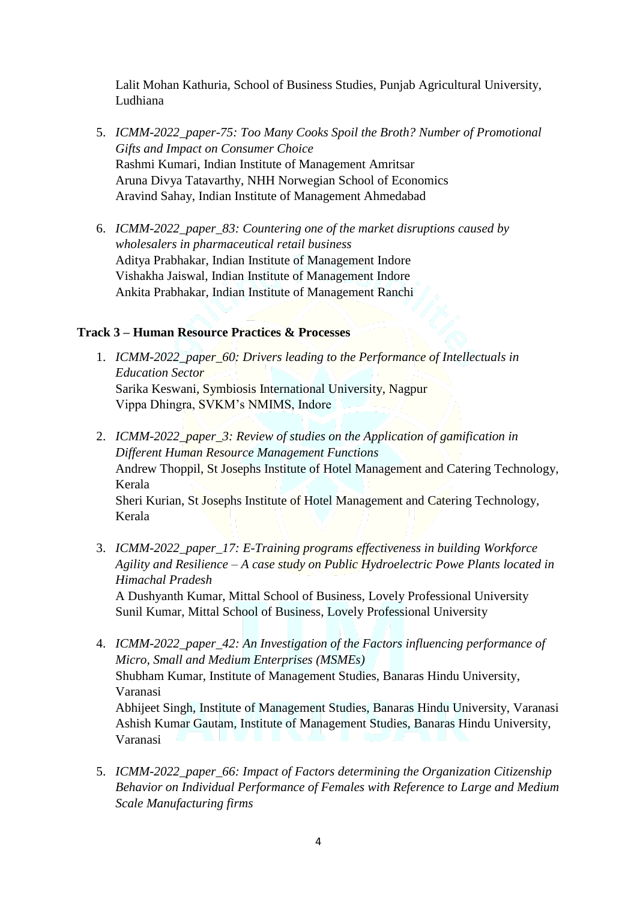Lalit Mohan Kathuria, School of Business Studies, Punjab Agricultural University, Ludhiana

5. *ICMM-2022_paper-75: Too Many Cooks Spoil the Broth? Number of Promotional Gifts and Impact on Consumer Choice*
   Rashmi Kumari, Indian Institute of Management Amritsar
   Aruna Divya Tatavarthy, NHH Norwegian School of Economics
   Aravind Sahay, Indian Institute of Management Ahmedabad

6. *ICMM-2022_paper_83: Countering one of the market disruptions caused by wholesalers in pharmaceutical retail business*
   Aditya Prabhakar, Indian Institute of Management Indore
   Vishakha Jaiswal, Indian Institute of Management Indore
   Ankita Prabhakar, Indian Institute of Management Ranchi

**Track 3 – Human Resource Practices & Processes**

1. *ICMM-2022_paper_60: Drivers leading to the Performance of Intellectuals in Education Sector*
   Sarika Keswani, Symbiosis International University, Nagpur
   Vippa Dhingra, SVKM's NMIMS, Indore

2. *ICMM-2022_paper_3: Review of studies on the Application of gamification in Different Human Resource Management Functions*
   Andrew Thoppil, St Josephs Institute of Hotel Management and Catering Technology, Kerala
   Sheri Kurian, St Josephs Institute of Hotel Management and Catering Technology, Kerala

3. *ICMM-2022_paper_17: E-Training programs effectiveness in building Workforce Agility and Resilience – A case study on Public Hydroelectric Powe Plants located in Himachal Pradesh*
   A Dushyanth Kumar, Mittal School of Business, Lovely Professional University
   Sunil Kumar, Mittal School of Business, Lovely Professional University

4. *ICMM-2022_paper_42: An Investigation of the Factors influencing performance of Micro, Small and Medium Enterprises (MSMEs)*
   Shubham Kumar, Institute of Management Studies, Banaras Hindu University, Varanasi
   Abhijeet Singh, Institute of Management Studies, Banaras Hindu University, Varanasi
   Ashish Kumar Gautam, Institute of Management Studies, Banaras Hindu University, Varanasi

5. *ICMM-2022_paper_66: Impact of Factors determining the Organization Citizenship Behavior on Individual Performance of Females with Reference to Large and Medium Scale Manufacturing firms*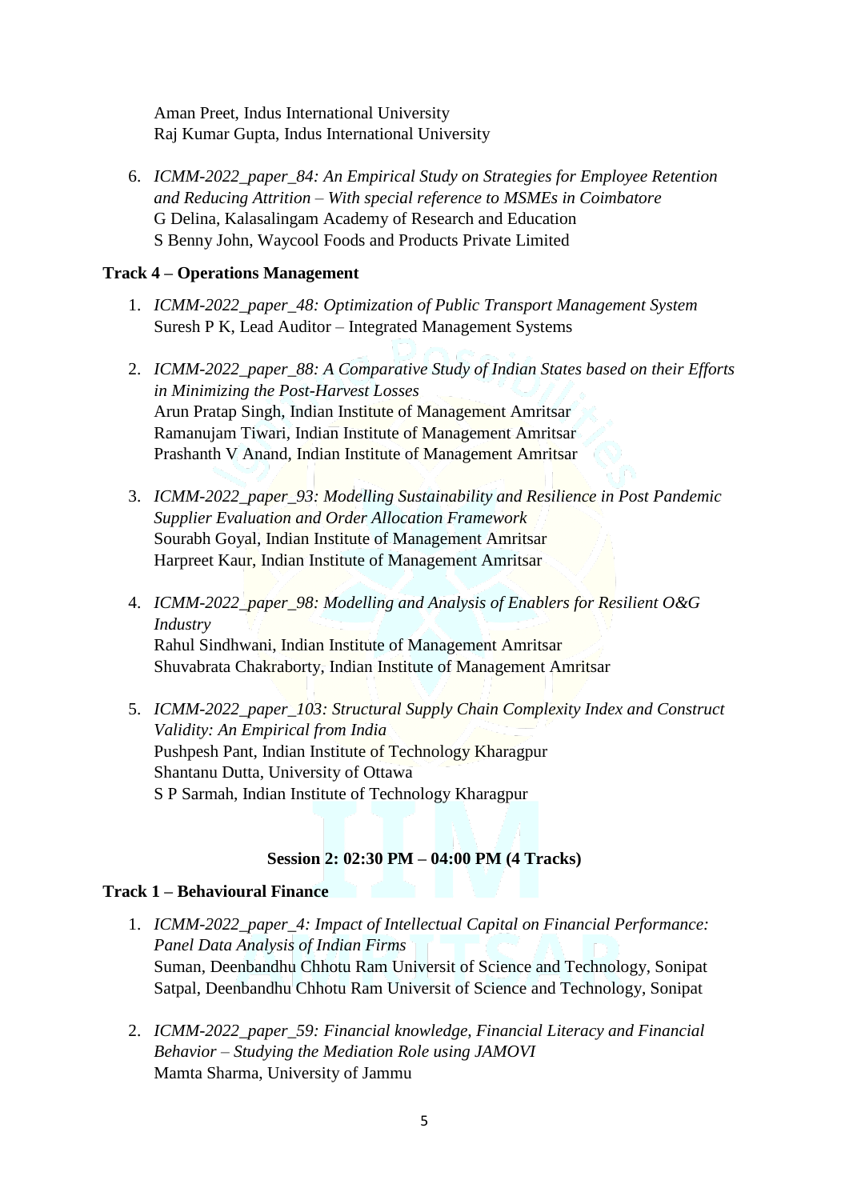Aman Preet, Indus International University
Raj Kumar Gupta, Indus International University

6. *ICMM-2022_paper_84: An Empirical Study on Strategies for Employee Retention and Reducing Attrition – With special reference to MSMEs in Coimbatore*
   G Delina, Kalasalingam Academy of Research and Education
   S Benny John, Waycool Foods and Products Private Limited

**Track 4 – Operations Management**

1. *ICMM-2022_paper_48: Optimization of Public Transport Management System*
   Suresh P K, Lead Auditor – Integrated Management Systems

2. *ICMM-2022_paper_88: A Comparative Study of Indian States based on their Efforts in Minimizing the Post-Harvest Losses*
   Arun Pratap Singh, Indian Institute of Management Amritsar
   Ramanujam Tiwari, Indian Institute of Management Amritsar
   Prashanth V Anand, Indian Institute of Management Amritsar

3. *ICMM-2022_paper_93: Modelling Sustainability and Resilience in Post Pandemic Supplier Evaluation and Order Allocation Framework*
   Sourabh Goyal, Indian Institute of Management Amritsar
   Harpreet Kaur, Indian Institute of Management Amritsar

4. *ICMM-2022_paper_98: Modelling and Analysis of Enablers for Resilient O&G Industry*
   Rahul Sindhwani, Indian Institute of Management Amritsar
   Shuvabrata Chakraborty, Indian Institute of Management Amritsar

5. *ICMM-2022_paper_103: Structural Supply Chain Complexity Index and Construct Validity: An Empirical from India*
   Pushpesh Pant, Indian Institute of Technology Kharagpur
   Shantanu Dutta, University of Ottawa
   S P Sarmah, Indian Institute of Technology Kharagpur

**Session 2: 02:30 PM – 04:00 PM (4 Tracks)**

**Track 1 – Behavioural Finance**

1. *ICMM-2022_paper_4: Impact of Intellectual Capital on Financial Performance: Panel Data Analysis of Indian Firms*
   Suman, Deenbandhu Chhotu Ram Universit of Science and Technology, Sonipat
   Satpal, Deenbandhu Chhotu Ram Universit of Science and Technology, Sonipat

2. *ICMM-2022_paper_59: Financial knowledge, Financial Literacy and Financial Behavior – Studying the Mediation Role using JAMOVI*
   Mamta Sharma, University of Jammu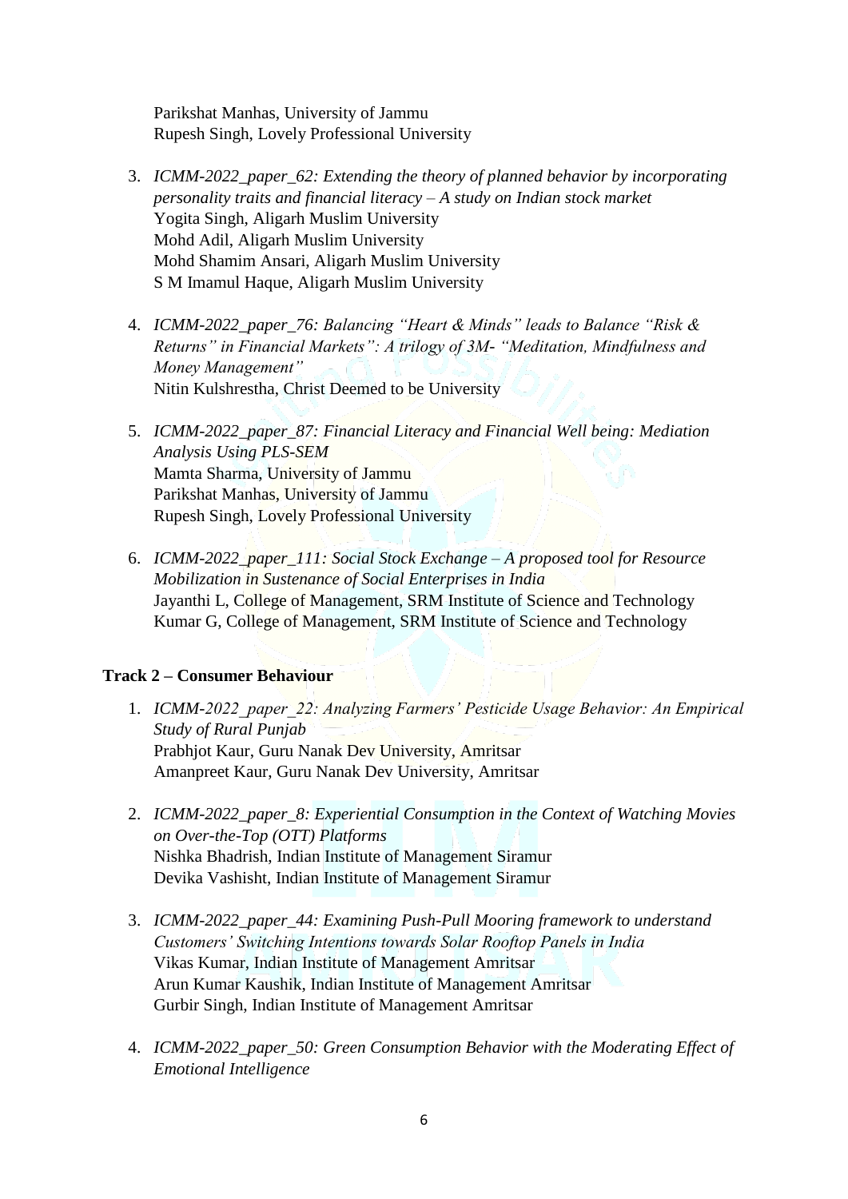Parikshat Manhas, University of Jammu
Rupesh Singh, Lovely Professional University

3. *ICMM-2022_paper_62: Extending the theory of planned behavior by incorporating personality traits and financial literacy – A study on Indian stock market*
   Yogita Singh, Aligarh Muslim University
   Mohd Adil, Aligarh Muslim University
   Mohd Shamim Ansari, Aligarh Muslim University
   S M Imamul Haque, Aligarh Muslim University

4. *ICMM-2022_paper_76: Balancing "Heart & Minds" leads to Balance "Risk & Returns" in Financial Markets": A trilogy of 3M- "Meditation, Mindfulness and Money Management"*
   Nitin Kulshrestha, Christ Deemed to be University

5. *ICMM-2022_paper_87: Financial Literacy and Financial Well being: Mediation Analysis Using PLS-SEM*
   Mamta Sharma, University of Jammu
   Parikshat Manhas, University of Jammu
   Rupesh Singh, Lovely Professional University

6. *ICMM-2022_paper_111: Social Stock Exchange – A proposed tool for Resource Mobilization in Sustenance of Social Enterprises in India*
   Jayanthi L, College of Management, SRM Institute of Science and Technology
   Kumar G, College of Management, SRM Institute of Science and Technology

**Track 2 – Consumer Behaviour**

1. *ICMM-2022_paper_22: Analyzing Farmers' Pesticide Usage Behavior: An Empirical Study of Rural Punjab*
   Prabhjot Kaur, Guru Nanak Dev University, Amritsar
   Amanpreet Kaur, Guru Nanak Dev University, Amritsar

2. *ICMM-2022_paper_8: Experiential Consumption in the Context of Watching Movies on Over-the-Top (OTT) Platforms*
   Nishka Bhadrish, Indian Institute of Management Siramur
   Devika Vashisht, Indian Institute of Management Siramur

3. *ICMM-2022_paper_44: Examining Push-Pull Mooring framework to understand Customers' Switching Intentions towards Solar Rooftop Panels in India*
   Vikas Kumar, Indian Institute of Management Amritsar
   Arun Kumar Kaushik, Indian Institute of Management Amritsar
   Gurbir Singh, Indian Institute of Management Amritsar

4. *ICMM-2022_paper_50: Green Consumption Behavior with the Moderating Effect of Emotional Intelligence*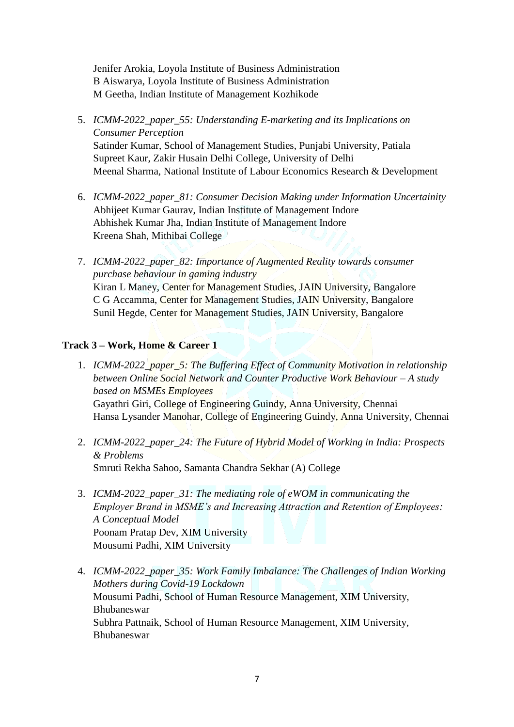Jenifer Arokia, Loyola Institute of Business Administration
B Aiswarya, Loyola Institute of Business Administration
M Geetha, Indian Institute of Management Kozhikode

5. *ICMM-2022_paper_55: Understanding E-marketing and its Implications on Consumer Perception*
   Satinder Kumar, School of Management Studies, Punjabi University, Patiala
   Supreet Kaur, Zakir Husain Delhi College, University of Delhi
   Meenal Sharma, National Institute of Labour Economics Research & Development

6. *ICMM-2022_paper_81: Consumer Decision Making under Information Uncertainity*
   Abhijeet Kumar Gaurav, Indian Institute of Management Indore
   Abhishek Kumar Jha, Indian Institute of Management Indore
   Kreena Shah, Mithibai College

7. *ICMM-2022_paper_82: Importance of Augmented Reality towards consumer purchase behaviour in gaming industry*
   Kiran L Maney, Center for Management Studies, JAIN University, Bangalore
   C G Accamma, Center for Management Studies, JAIN University, Bangalore
   Sunil Hegde, Center for Management Studies, JAIN University, Bangalore

**Track 3 – Work, Home & Career 1**

1. *ICMM-2022_paper_5: The Buffering Effect of Community Motivation in relationship between Online Social Network and Counter Productive Work Behaviour – A study based on MSMEs Employees*
   Gayathri Giri, College of Engineering Guindy, Anna University, Chennai
   Hansa Lysander Manohar, College of Engineering Guindy, Anna University, Chennai

2. *ICMM-2022_paper_24: The Future of Hybrid Model of Working in India: Prospects & Problems*
   Smruti Rekha Sahoo, Samanta Chandra Sekhar (A) College

3. *ICMM-2022_paper_31: The mediating role of eWOM in communicating the Employer Brand in MSME's and Increasing Attraction and Retention of Employees: A Conceptual Model*
   Poonam Pratap Dev, XIM University
   Mousumi Padhi, XIM University

4. *ICMM-2022_paper_35: Work Family Imbalance: The Challenges of Indian Working Mothers during Covid-19 Lockdown*
   Mousumi Padhi, School of Human Resource Management, XIM University, Bhubaneswar
   Subhra Pattnaik, School of Human Resource Management, XIM University, Bhubaneswar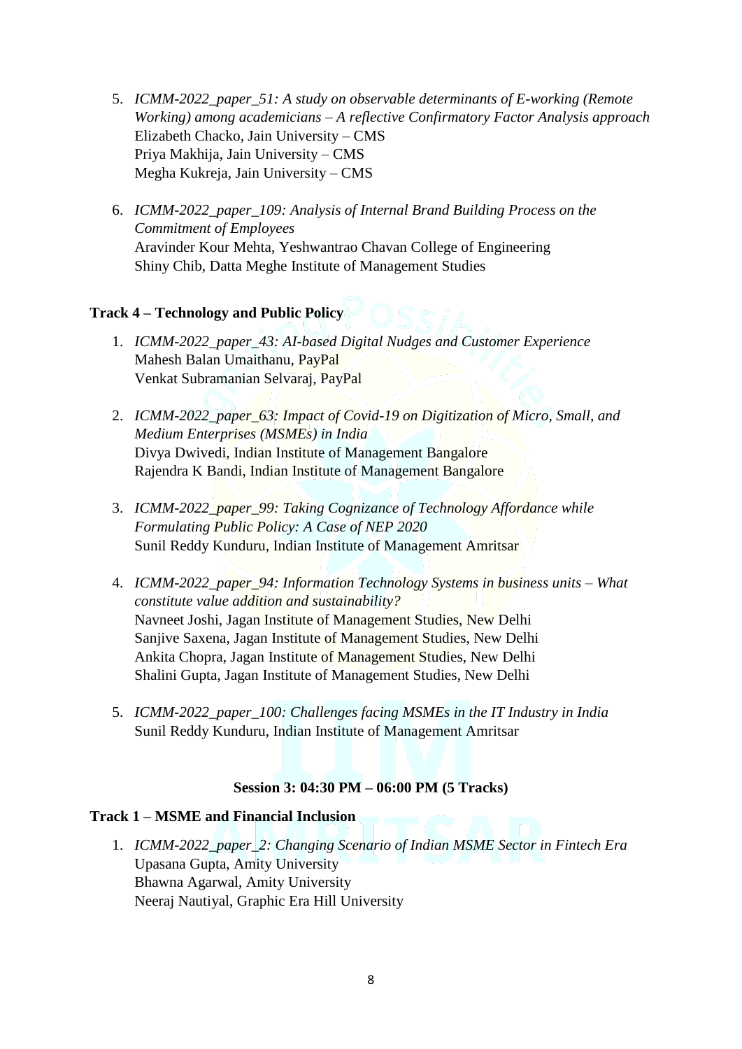5. *ICMM-2022_paper_51: A study on observable determinants of E-working (Remote Working) among academicians – A reflective Confirmatory Factor Analysis approach*
   Elizabeth Chacko, Jain University – CMS
   Priya Makhija, Jain University – CMS
   Megha Kukreja, Jain University – CMS

6. *ICMM-2022_paper_109: Analysis of Internal Brand Building Process on the Commitment of Employees*
   Aravinder Kour Mehta, Yeshwantrao Chavan College of Engineering
   Shiny Chib, Datta Meghe Institute of Management Studies

**Track 4 – Technology and Public Policy**

1. *ICMM-2022_paper_43: AI-based Digital Nudges and Customer Experience*
   Mahesh Balan Umaithanu, PayPal
   Venkat Subramanian Selvaraj, PayPal

2. *ICMM-2022_paper_63: Impact of Covid-19 on Digitization of Micro, Small, and Medium Enterprises (MSMEs) in India*
   Divya Dwivedi, Indian Institute of Management Bangalore
   Rajendra K Bandi, Indian Institute of Management Bangalore

3. *ICMM-2022_paper_99: Taking Cognizance of Technology Affordance while Formulating Public Policy: A Case of NEP 2020*
   Sunil Reddy Kunduru, Indian Institute of Management Amritsar

4. *ICMM-2022_paper_94: Information Technology Systems in business units – What constitute value addition and sustainability?*
   Navneet Joshi, Jagan Institute of Management Studies, New Delhi
   Sanjive Saxena, Jagan Institute of Management Studies, New Delhi
   Ankita Chopra, Jagan Institute of Management Studies, New Delhi
   Shalini Gupta, Jagan Institute of Management Studies, New Delhi

5. *ICMM-2022_paper_100: Challenges facing MSMEs in the IT Industry in India*
   Sunil Reddy Kunduru, Indian Institute of Management Amritsar

**Session 3: 04:30 PM – 06:00 PM (5 Tracks)**

**Track 1 – MSME and Financial Inclusion**

1. *ICMM-2022_paper_2: Changing Scenario of Indian MSME Sector in Fintech Era*
   Upasana Gupta, Amity University
   Bhawna Agarwal, Amity University
   Neeraj Nautiyal, Graphic Era Hill University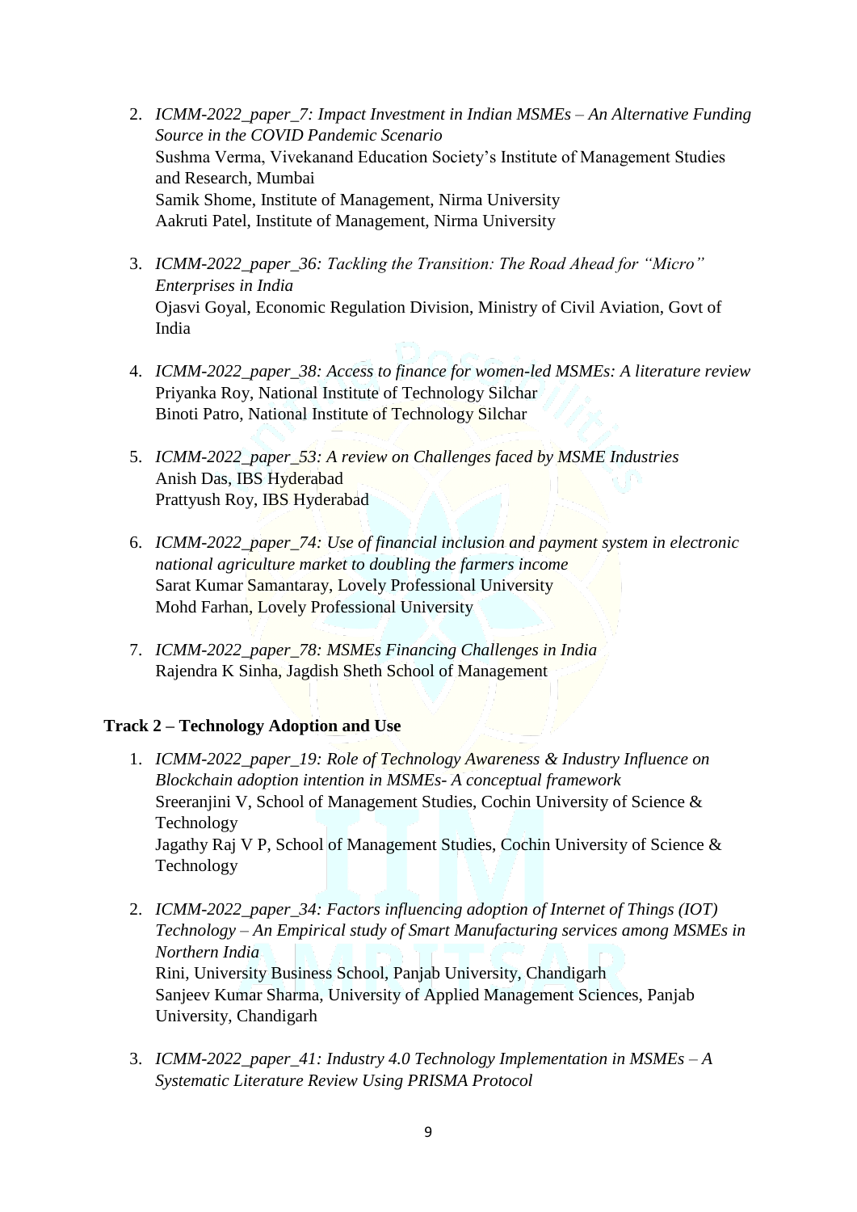2. *ICMM-2022_paper_7: Impact Investment in Indian MSMEs – An Alternative Funding Source in the COVID Pandemic Scenario*
   Sushma Verma, Vivekanand Education Society's Institute of Management Studies and Research, Mumbai
   Samik Shome, Institute of Management, Nirma University
   Aakruti Patel, Institute of Management, Nirma University

3. *ICMM-2022_paper_36: Tackling the Transition: The Road Ahead for "Micro" Enterprises in India*
   Ojasvi Goyal, Economic Regulation Division, Ministry of Civil Aviation, Govt of India

4. *ICMM-2022_paper_38: Access to finance for women-led MSMEs: A literature review*
   Priyanka Roy, National Institute of Technology Silchar
   Binoti Patro, National Institute of Technology Silchar

5. *ICMM-2022_paper_53: A review on Challenges faced by MSME Industries*
   Anish Das, IBS Hyderabad
   Prattyush Roy, IBS Hyderabad

6. *ICMM-2022_paper_74: Use of financial inclusion and payment system in electronic national agriculture market to doubling the farmers income*
   Sarat Kumar Samantaray, Lovely Professional University
   Mohd Farhan, Lovely Professional University

7. *ICMM-2022_paper_78: MSMEs Financing Challenges in India*
   Rajendra K Sinha, Jagdish Sheth School of Management

**Track 2 – Technology Adoption and Use**

1. *ICMM-2022_paper_19: Role of Technology Awareness & Industry Influence on Blockchain adoption intention in MSMEs- A conceptual framework*
   Sreeranjini V, School of Management Studies, Cochin University of Science & Technology
   Jagathy Raj V P, School of Management Studies, Cochin University of Science & Technology

2. *ICMM-2022_paper_34: Factors influencing adoption of Internet of Things (IOT) Technology – An Empirical study of Smart Manufacturing services among MSMEs in Northern India*
   Rini, University Business School, Panjab University, Chandigarh
   Sanjeev Kumar Sharma, University of Applied Management Sciences, Panjab University, Chandigarh

3. *ICMM-2022_paper_41: Industry 4.0 Technology Implementation in MSMEs – A Systematic Literature Review Using PRISMA Protocol*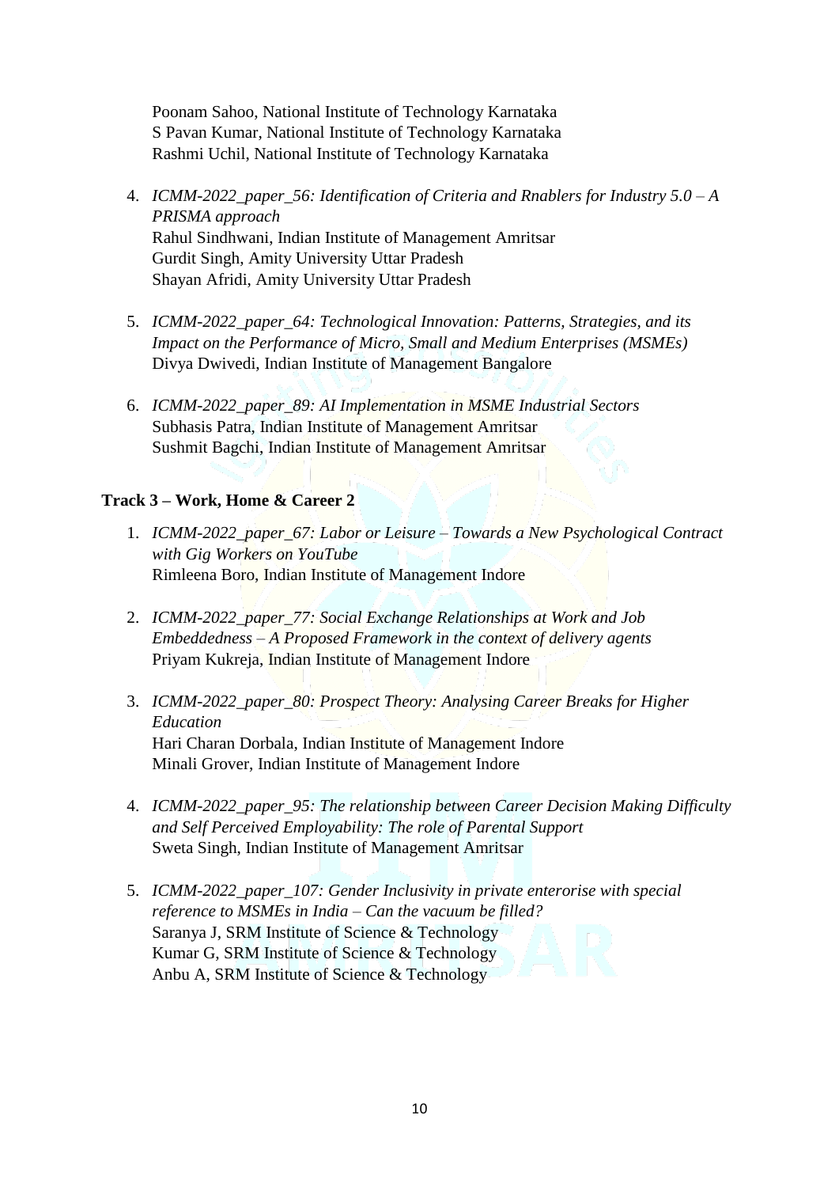Poonam Sahoo, National Institute of Technology Karnataka
S Pavan Kumar, National Institute of Technology Karnataka
Rashmi Uchil, National Institute of Technology Karnataka

4. *ICMM-2022_paper_56: Identification of Criteria and Rnablers for Industry 5.0 – A PRISMA approach*
   Rahul Sindhwani, Indian Institute of Management Amritsar
   Gurdit Singh, Amity University Uttar Pradesh
   Shayan Afridi, Amity University Uttar Pradesh

5. *ICMM-2022_paper_64: Technological Innovation: Patterns, Strategies, and its Impact on the Performance of Micro, Small and Medium Enterprises (MSMEs)*
   Divya Dwivedi, Indian Institute of Management Bangalore

6. *ICMM-2022_paper_89: AI Implementation in MSME Industrial Sectors*
   Subhasis Patra, Indian Institute of Management Amritsar
   Sushmit Bagchi, Indian Institute of Management Amritsar

**Track 3 – Work, Home & Career 2**

1. *ICMM-2022_paper_67: Labor or Leisure – Towards a New Psychological Contract with Gig Workers on YouTube*
   Rimleena Boro, Indian Institute of Management Indore

2. *ICMM-2022_paper_77: Social Exchange Relationships at Work and Job Embeddedness – A Proposed Framework in the context of delivery agents*
   Priyam Kukreja, Indian Institute of Management Indore

3. *ICMM-2022_paper_80: Prospect Theory: Analysing Career Breaks for Higher Education*
   Hari Charan Dorbala, Indian Institute of Management Indore
   Minali Grover, Indian Institute of Management Indore

4. *ICMM-2022_paper_95: The relationship between Career Decision Making Difficulty and Self Perceived Employability: The role of Parental Support*
   Sweta Singh, Indian Institute of Management Amritsar

5. *ICMM-2022_paper_107: Gender Inclusivity in private enterorise with special reference to MSMEs in India – Can the vacuum be filled?*
   Saranya J, SRM Institute of Science & Technology
   Kumar G, SRM Institute of Science & Technology
   Anbu A, SRM Institute of Science & Technology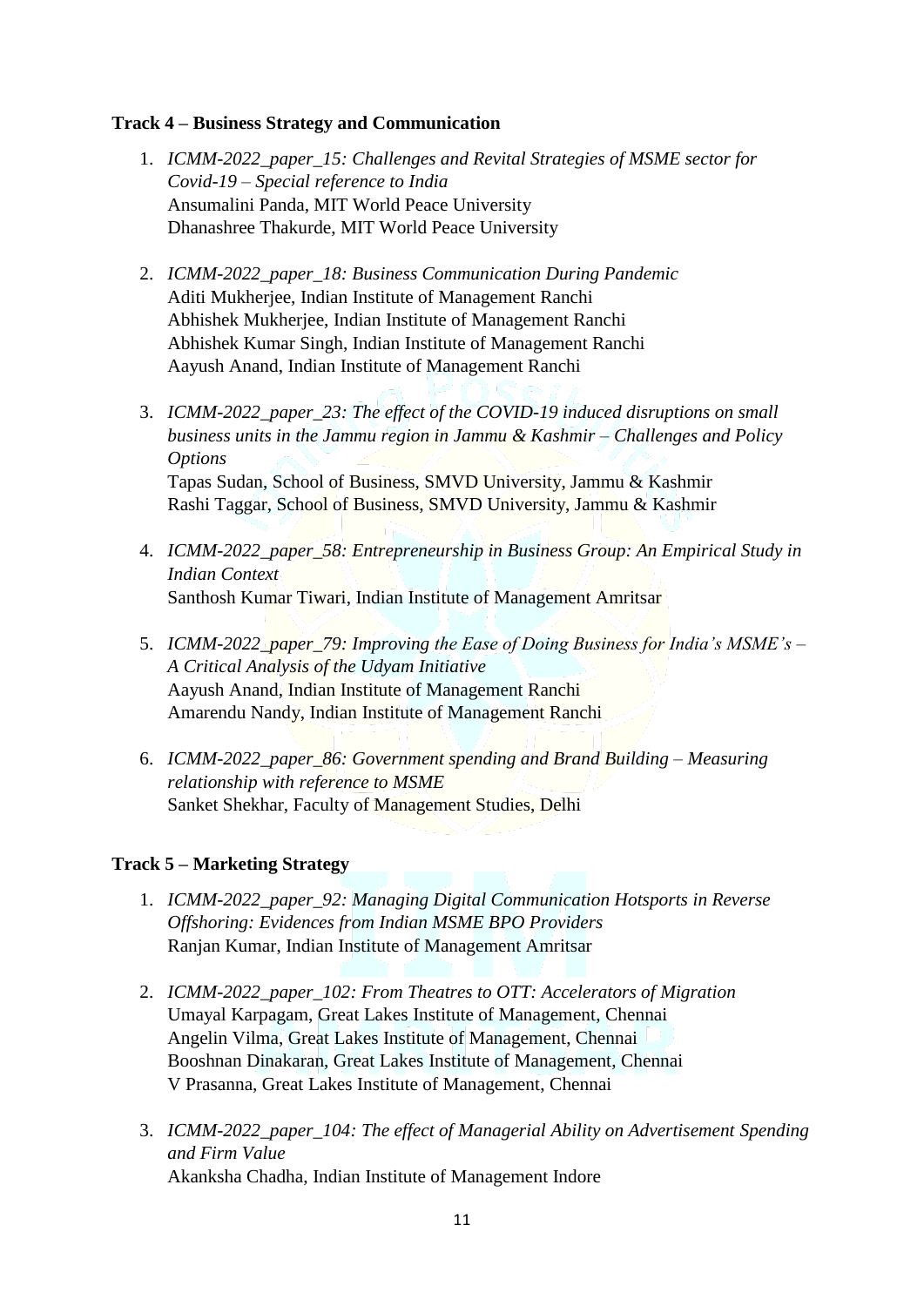**Track 4 – Business Strategy and Communication**

1. *ICMM-2022_paper_15: Challenges and Revital Strategies of MSME sector for Covid-19 – Special reference to India*
   Ansumalini Panda, MIT World Peace University
   Dhanashree Thakurde, MIT World Peace University

2. *ICMM-2022_paper_18: Business Communication During Pandemic*
   Aditi Mukherjee, Indian Institute of Management Ranchi
   Abhishek Mukherjee, Indian Institute of Management Ranchi
   Abhishek Kumar Singh, Indian Institute of Management Ranchi
   Aayush Anand, Indian Institute of Management Ranchi

3. *ICMM-2022_paper_23: The effect of the COVID-19 induced disruptions on small business units in the Jammu region in Jammu & Kashmir – Challenges and Policy Options*
   Tapas Sudan, School of Business, SMVD University, Jammu & Kashmir
   Rashi Taggar, School of Business, SMVD University, Jammu & Kashmir

4. *ICMM-2022_paper_58: Entrepreneurship in Business Group: An Empirical Study in Indian Context*
   Santhosh Kumar Tiwari, Indian Institute of Management Amritsar

5. *ICMM-2022_paper_79: Improving the Ease of Doing Business for India's MSME's – A Critical Analysis of the Udyam Initiative*
   Aayush Anand, Indian Institute of Management Ranchi
   Amarendu Nandy, Indian Institute of Management Ranchi

6. *ICMM-2022_paper_86: Government spending and Brand Building – Measuring relationship with reference to MSME*
   Sanket Shekhar, Faculty of Management Studies, Delhi

**Track 5 – Marketing Strategy**

1. *ICMM-2022_paper_92: Managing Digital Communication Hotsports in Reverse Offshoring: Evidences from Indian MSME BPO Providers*
   Ranjan Kumar, Indian Institute of Management Amritsar

2. *ICMM-2022_paper_102: From Theatres to OTT: Accelerators of Migration*
   Umayal Karpagam, Great Lakes Institute of Management, Chennai
   Angelin Vilma, Great Lakes Institute of Management, Chennai
   Booshnan Dinakaran, Great Lakes Institute of Management, Chennai
   V Prasanna, Great Lakes Institute of Management, Chennai

3. *ICMM-2022_paper_104: The effect of Managerial Ability on Advertisement Spending and Firm Value*
   Akanksha Chadha, Indian Institute of Management Indore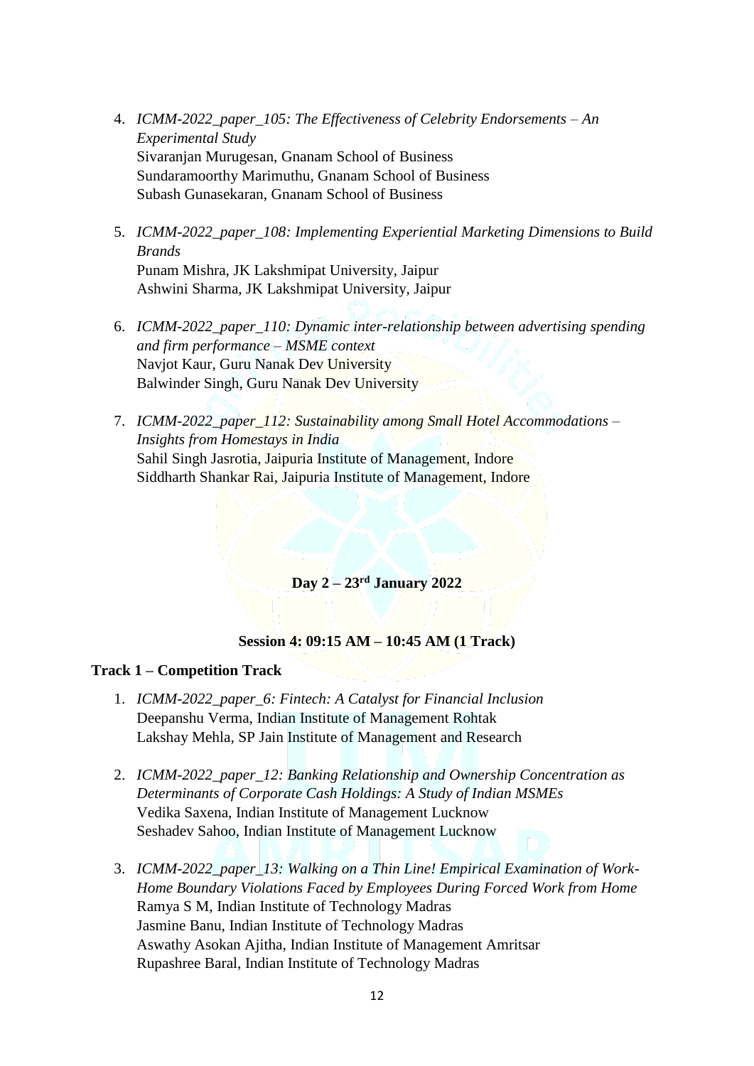4. *ICMM-2022_paper_105: The Effectiveness of Celebrity Endorsements – An Experimental Study*
   Sivaranjan Murugesan, Gnanam School of Business
   Sundaramoorthy Marimuthu, Gnanam School of Business
   Subash Gunasekaran, Gnanam School of Business

5. *ICMM-2022_paper_108: Implementing Experiential Marketing Dimensions to Build Brands*
   Punam Mishra, JK Lakshmipat University, Jaipur
   Ashwini Sharma, JK Lakshmipat University, Jaipur

6. *ICMM-2022_paper_110: Dynamic inter-relationship between advertising spending and firm performance – MSME context*
   Navjot Kaur, Guru Nanak Dev University
   Balwinder Singh, Guru Nanak Dev University

7. *ICMM-2022_paper_112: Sustainability among Small Hotel Accommodations – Insights from Homestays in India*
   Sahil Singh Jasrotia, Jaipuria Institute of Management, Indore
   Siddharth Shankar Rai, Jaipuria Institute of Management, Indore

**Day 2 – 23rd January 2022**

**Session 4: 09:15 AM – 10:45 AM (1 Track)**

**Track 1 – Competition Track**

1. *ICMM-2022_paper_6: Fintech: A Catalyst for Financial Inclusion*
   Deepanshu Verma, Indian Institute of Management Rohtak
   Lakshay Mehla, SP Jain Institute of Management and Research

2. *ICMM-2022_paper_12: Banking Relationship and Ownership Concentration as Determinants of Corporate Cash Holdings: A Study of Indian MSMEs*
   Vedika Saxena, Indian Institute of Management Lucknow
   Seshadev Sahoo, Indian Institute of Management Lucknow

3. *ICMM-2022_paper_13: Walking on a Thin Line! Empirical Examination of Work-Home Boundary Violations Faced by Employees During Forced Work from Home*
   Ramya S M, Indian Institute of Technology Madras
   Jasmine Banu, Indian Institute of Technology Madras
   Aswathy Asokan Ajitha, Indian Institute of Management Amritsar
   Rupashree Baral, Indian Institute of Technology Madras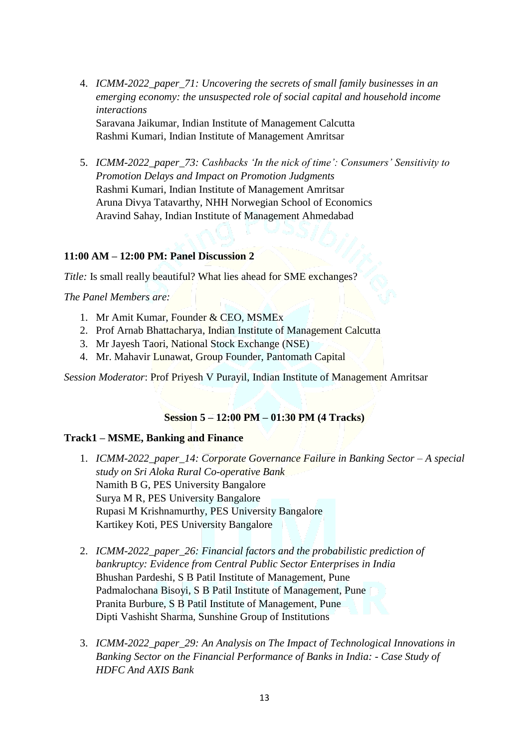4. *ICMM-2022_paper_71: Uncovering the secrets of small family businesses in an emerging economy: the unsuspected role of social capital and household income interactions*
   Saravana Jaikumar, Indian Institute of Management Calcutta
   Rashmi Kumari, Indian Institute of Management Amritsar

5. *ICMM-2022_paper_73: Cashbacks 'In the nick of time': Consumers' Sensitivity to Promotion Delays and Impact on Promotion Judgments*
   Rashmi Kumari, Indian Institute of Management Amritsar
   Aruna Divya Tatavarthy, NHH Norwegian School of Economics
   Aravind Sahay, Indian Institute of Management Ahmedabad

**11:00 AM – 12:00 PM: Panel Discussion 2**

*Title:* Is small really beautiful? What lies ahead for SME exchanges?

*The Panel Members are:*

1. Mr Amit Kumar, Founder & CEO, MSMEx
2. Prof Arnab Bhattacharya, Indian Institute of Management Calcutta
3. Mr Jayesh Taori, National Stock Exchange (NSE)
4. Mr. Mahavir Lunawat, Group Founder, Pantomath Capital

*Session Moderator*: Prof Priyesh V Purayil, Indian Institute of Management Amritsar

**Session 5 – 12:00 PM – 01:30 PM (4 Tracks)**

**Track1 – MSME, Banking and Finance**

1. *ICMM-2022_paper_14: Corporate Governance Failure in Banking Sector – A special study on Sri Aloka Rural Co-operative Bank*
   Namith B G, PES University Bangalore
   Surya M R, PES University Bangalore
   Rupasi M Krishnamurthy, PES University Bangalore
   Kartikey Koti, PES University Bangalore

2. *ICMM-2022_paper_26: Financial factors and the probabilistic prediction of bankruptcy: Evidence from Central Public Sector Enterprises in India*
   Bhushan Pardeshi, S B Patil Institute of Management, Pune
   Padmalochana Bisoyi, S B Patil Institute of Management, Pune
   Pranita Burbure, S B Patil Institute of Management, Pune
   Dipti Vashisht Sharma, Sunshine Group of Institutions

3. *ICMM-2022_paper_29: An Analysis on The Impact of Technological Innovations in Banking Sector on the Financial Performance of Banks in India: - Case Study of HDFC And AXIS Bank*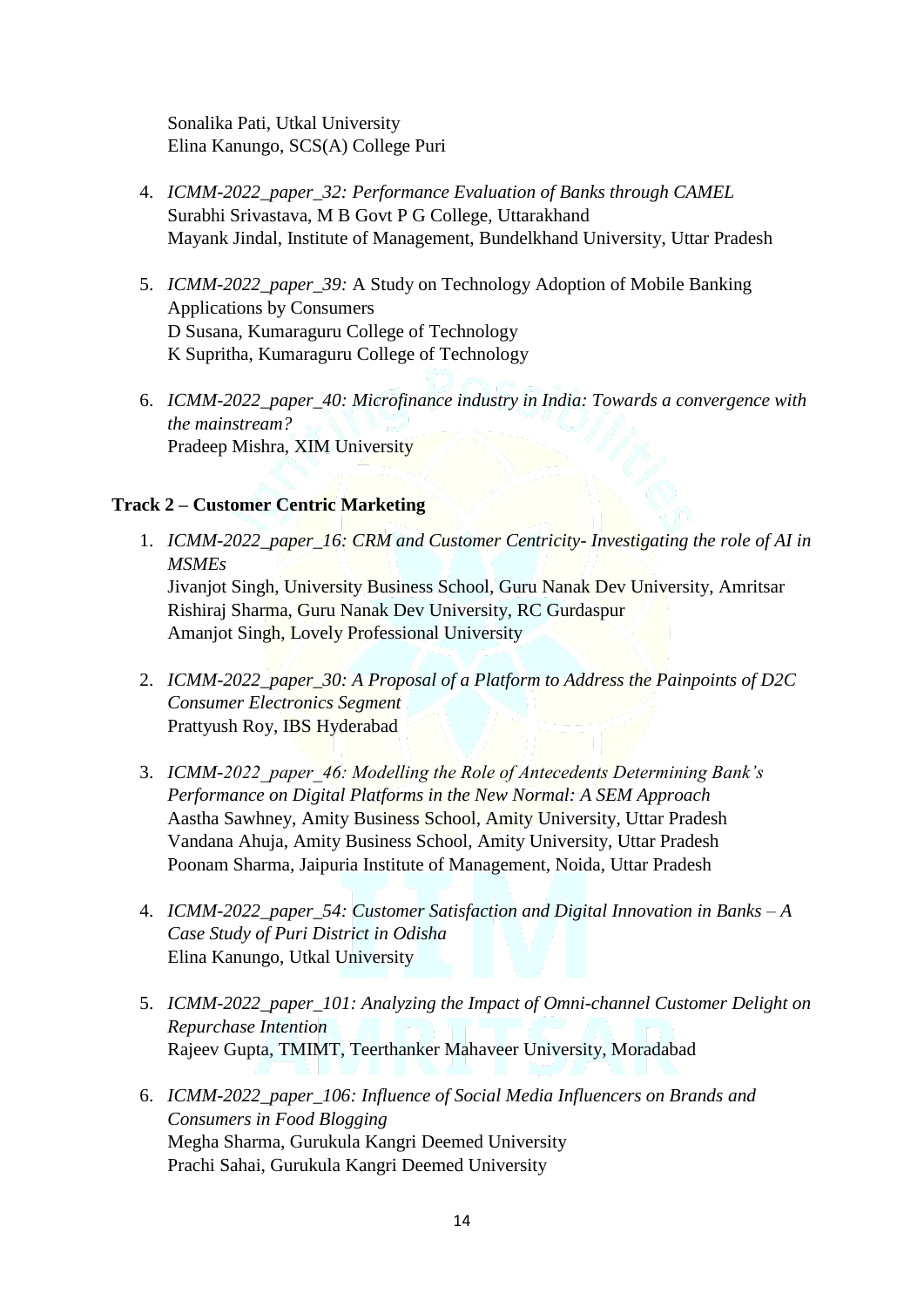Sonalika Pati, Utkal University
Elina Kanungo, SCS(A) College Puri

4. *ICMM-2022_paper_32: Performance Evaluation of Banks through CAMEL*
   Surabhi Srivastava, M B Govt P G College, Uttarakhand
   Mayank Jindal, Institute of Management, Bundelkhand University, Uttar Pradesh

5. *ICMM-2022_paper_39:* A Study on Technology Adoption of Mobile Banking Applications by Consumers
   D Susana, Kumaraguru College of Technology
   K Supritha, Kumaraguru College of Technology

6. *ICMM-2022_paper_40: Microfinance industry in India: Towards a convergence with the mainstream?*
   Pradeep Mishra, XIM University

**Track 2 – Customer Centric Marketing**

1. *ICMM-2022_paper_16: CRM and Customer Centricity- Investigating the role of AI in MSMEs*
   Jivanjot Singh, University Business School, Guru Nanak Dev University, Amritsar
   Rishiraj Sharma, Guru Nanak Dev University, RC Gurdaspur
   Amanjot Singh, Lovely Professional University

2. *ICMM-2022_paper_30: A Proposal of a Platform to Address the Painpoints of D2C Consumer Electronics Segment*
   Prattyush Roy, IBS Hyderabad

3. *ICMM-2022_paper_46: Modelling the Role of Antecedents Determining Bank's Performance on Digital Platforms in the New Normal: A SEM Approach*
   Aastha Sawhney, Amity Business School, Amity University, Uttar Pradesh
   Vandana Ahuja, Amity Business School, Amity University, Uttar Pradesh
   Poonam Sharma, Jaipuria Institute of Management, Noida, Uttar Pradesh

4. *ICMM-2022_paper_54: Customer Satisfaction and Digital Innovation in Banks – A Case Study of Puri District in Odisha*
   Elina Kanungo, Utkal University

5. *ICMM-2022_paper_101: Analyzing the Impact of Omni-channel Customer Delight on Repurchase Intention*
   Rajeev Gupta, TMIMT, Teerthanker Mahaveer University, Moradabad

6. *ICMM-2022_paper_106: Influence of Social Media Influencers on Brands and Consumers in Food Blogging*
   Megha Sharma, Gurukula Kangri Deemed University
   Prachi Sahai, Gurukula Kangri Deemed University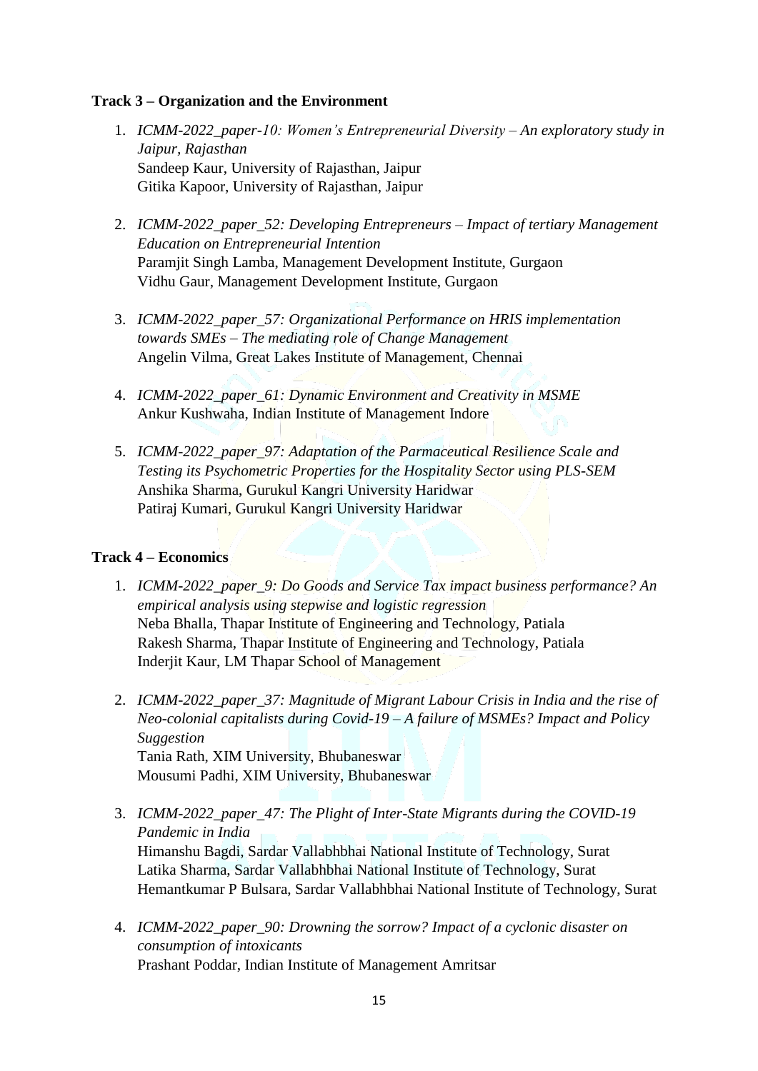**Track 3 – Organization and the Environment**

1. *ICMM-2022_paper-10: Women's Entrepreneurial Diversity – An exploratory study in Jaipur, Rajasthan*
   Sandeep Kaur, University of Rajasthan, Jaipur
   Gitika Kapoor, University of Rajasthan, Jaipur

2. *ICMM-2022_paper_52: Developing Entrepreneurs – Impact of tertiary Management Education on Entrepreneurial Intention*
   Paramjit Singh Lamba, Management Development Institute, Gurgaon
   Vidhu Gaur, Management Development Institute, Gurgaon

3. *ICMM-2022_paper_57: Organizational Performance on HRIS implementation towards SMEs – The mediating role of Change Management*
   Angelin Vilma, Great Lakes Institute of Management, Chennai

4. *ICMM-2022_paper_61: Dynamic Environment and Creativity in MSME*
   Ankur Kushwaha, Indian Institute of Management Indore

5. *ICMM-2022_paper_97: Adaptation of the Parmaceutical Resilience Scale and Testing its Psychometric Properties for the Hospitality Sector using PLS-SEM*
   Anshika Sharma, Gurukul Kangri University Haridwar
   Patiraj Kumari, Gurukul Kangri University Haridwar

**Track 4 – Economics**

1. *ICMM-2022_paper_9: Do Goods and Service Tax impact business performance? An empirical analysis using stepwise and logistic regression*
   Neba Bhalla, Thapar Institute of Engineering and Technology, Patiala
   Rakesh Sharma, Thapar Institute of Engineering and Technology, Patiala
   Inderjit Kaur, LM Thapar School of Management

2. *ICMM-2022_paper_37: Magnitude of Migrant Labour Crisis in India and the rise of Neo-colonial capitalists during Covid-19 – A failure of MSMEs? Impact and Policy Suggestion*
   Tania Rath, XIM University, Bhubaneswar
   Mousumi Padhi, XIM University, Bhubaneswar

3. *ICMM-2022_paper_47: The Plight of Inter-State Migrants during the COVID-19 Pandemic in India*
   Himanshu Bagdi, Sardar Vallabhbhai National Institute of Technology, Surat
   Latika Sharma, Sardar Vallabhbhai National Institute of Technology, Surat
   Hemantkumar P Bulsara, Sardar Vallabhbhai National Institute of Technology, Surat

4. *ICMM-2022_paper_90: Drowning the sorrow? Impact of a cyclonic disaster on consumption of intoxicants*
   Prashant Poddar, Indian Institute of Management Amritsar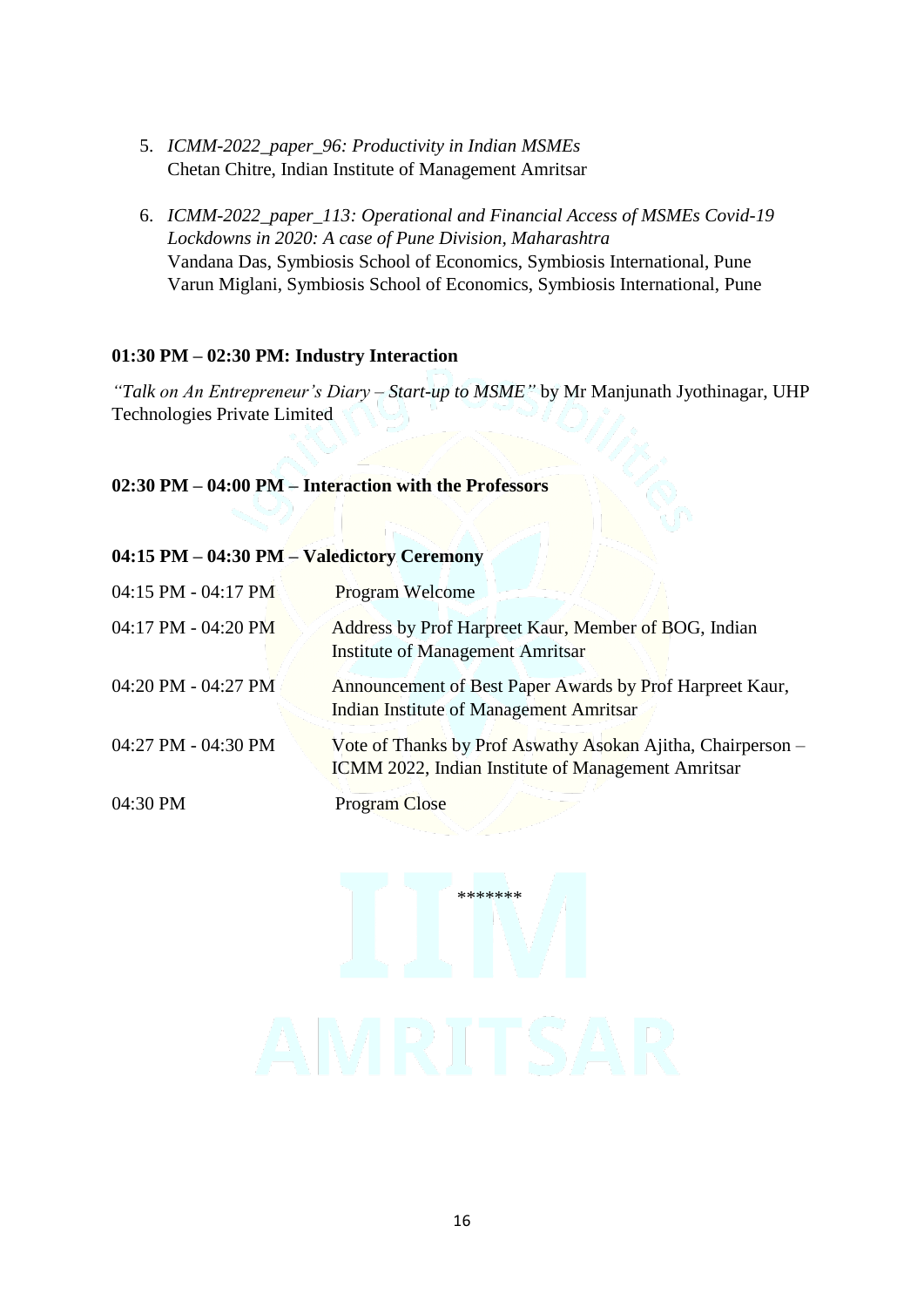5. *ICMM-2022_paper_96: Productivity in Indian MSMEs*
   Chetan Chitre, Indian Institute of Management Amritsar

6. *ICMM-2022_paper_113: Operational and Financial Access of MSMEs Covid-19 Lockdowns in 2020: A case of Pune Division, Maharashtra*
   Vandana Das, Symbiosis School of Economics, Symbiosis International, Pune
   Varun Miglani, Symbiosis School of Economics, Symbiosis International, Pune

**01:30 PM – 02:30 PM: Industry Interaction**

*"Talk on An Entrepreneur's Diary – Start-up to MSME"* by Mr Manjunath Jyothinagar, UHP Technologies Private Limited

**02:30 PM – 04:00 PM – Interaction with the Professors**

**04:15 PM – 04:30 PM – Valedictory Ceremony**

| | |
|---|---|
| 04:15 PM - 04:17 PM | Program Welcome |
| 04:17 PM - 04:20 PM | Address by Prof Harpreet Kaur, Member of BOG, Indian Institute of Management Amritsar |
| 04:20 PM - 04:27 PM | Announcement of Best Paper Awards by Prof Harpreet Kaur, Indian Institute of Management Amritsar |
| 04:27 PM - 04:30 PM | Vote of Thanks by Prof Aswathy Asokan Ajitha, Chairperson – ICMM 2022, Indian Institute of Management Amritsar |
| 04:30 PM | Program Close |

*******